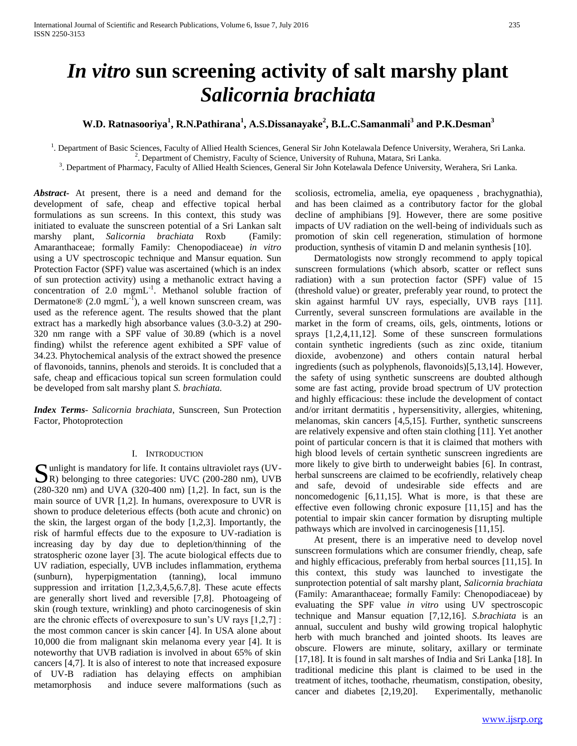# *In vitro* sun screening activity of salt marshy plant *Salicornia brachiata*

**W.D. Ratnasooriya[1], R.N.Pathirana[1], A.S.Dissanayake[2], B.L.C.Samanmali[3] and P.K.Desman[3]**

[1]. Department of Basic Sciences, Faculty of Allied Health Sciences, General Sir John Kotelawala Defence University, Werahera, Sri Lanka.
[2]. Department of Chemistry, Faculty of Science, University of Ruhuna, Matara, Sri Lanka.
[3]. Department of Pharmacy, Faculty of Allied Health Sciences, General Sir John Kotelawala Defence University, Werahera, Sri Lanka.

***Abstract-*** At present, there is a need and demand for the development of safe, cheap and effective topical herbal formulations as sun screens. In this context, this study was initiated to evaluate the sunscreen potential of a Sri Lankan salt marshy plant, *Salicornia brachiata* Roxb (Family: Amaranthaceae; formally Family: Chenopodiaceae) *in vitro* using a UV spectroscopic technique and Mansur equation. Sun Protection Factor (SPF) value was ascertained (which is an index of sun protection activity) using a methanolic extract having a concentration of 2.0 $mgmL^{-1}$. Methanol soluble fraction of Dermatone® (2.0 $mgmL^{-1}$), a well known sunscreen cream, was used as the reference agent. The results showed that the plant extract has a markedly high absorbance values (3.0-3.2) at 290-320 nm range with a SPF value of 30.89 (which is a novel finding) whilst the reference agent exhibited a SPF value of 34.23. Phytochemical analysis of the extract showed the presence of flavonoids, tannins, phenols and steroids. It is concluded that a safe, cheap and efficacious topical sun screen formulation could be developed from salt marshy plant *S. brachiata.*

***Index Terms-*** *Salicornia brachiata*, Sunscreen, Sun Protection Factor, Photoprotection

## I. Introduction

Sunlight is mandatory for life. It contains ultraviolet rays (UV-R) belonging to three categories: UVC (200-280 nm), UVB (280-320 nm) and UVA (320-400 nm) [1,2]. In fact, sun is the main source of UVR [1,2]. In humans, overexposure to UVR is shown to produce deleterious effects (both acute and chronic) on the skin, the largest organ of the body [1,2,3]. Importantly, the risk of harmful effects due to the exposure to UV-radiation is increasing day by day due to depletion/thinning of the stratospheric ozone layer [3]. The acute biological effects due to UV radiation, especially, UVB includes inflammation, erythema (sunburn), hyperpigmentation (tanning), local immuno suppression and irritation [1,2,3,4,5,6,7,8]. These acute effects are generally short lived and reversible [7,8]. Photoageing of skin (rough texture, wrinkling) and photo carcinogenesis of skin are the chronic effects of overexposure to sun's UV rays [1,2,7] : the most common cancer is skin cancer [4]. In USA alone about 10,000 die from malignant skin melanoma every year [4]. It is noteworthy that UVB radiation is involved in about 65% of skin cancers [4,7]. It is also of interest to note that increased exposure of UV-B radiation has delaying effects on amphibian metamorphosis and induce severe malformations (such as scoliosis, ectromelia, amelia, eye opaqueness , brachygnathia), and has been claimed as a contributory factor for the global decline of amphibians [9]. However, there are some positive impacts of UV radiation on the well-being of individuals such as promotion of skin cell regeneration, stimulation of hormone production, synthesis of vitamin D and melanin synthesis [10].

Dermatologists now strongly recommend to apply topical sunscreen formulations (which absorb, scatter or reflect suns radiation) with a sun protection factor (SPF) value of 15 (threshold value) or greater, preferably year round, to protect the skin against harmful UV rays, especially, UVB rays [11]. Currently, several sunscreen formulations are available in the market in the form of creams, oils, gels, ointments, lotions or sprays [1,2,4,11,12]. Some of these sunscreen formulations contain synthetic ingredients (such as zinc oxide, titanium dioxide, avobenzone) and others contain natural herbal ingredients (such as polyphenols, flavonoids)[5,13,14]. However, the safety of using synthetic sunscreens are doubted although some are fast acting, provide broad spectrum of UV protection and highly efficacious: these include the development of contact and/or irritant dermatitis , hypersensitivity, allergies, whitening, melanomas, skin cancers [4,5,15]. Further, synthetic sunscreens are relatively expensive and often stain clothing [11]. Yet another point of particular concern is that it is claimed that mothers with high blood levels of certain synthetic sunscreen ingredients are more likely to give birth to underweight babies [6]. In contrast, herbal sunscreens are claimed to be ecofriendly, relatively cheap and safe, devoid of undesirable side effects and are noncomedogenic [6,11,15]. What is more, is that these are effective even following chronic exposure [11,15] and has the potential to impair skin cancer formation by disrupting multiple pathways which are involved in carcinogenesis [11,15].

At present, there is an imperative need to develop novel sunscreen formulations which are consumer friendly, cheap, safe and highly efficacious, preferably from herbal sources [11,15]. In this context, this study was launched to investigate the sunprotection potential of salt marshy plant, *Salicornia brachiata* (Family: Amaranthaceae; formally Family: Chenopodiaceae) by evaluating the SPF value *in vitro* using UV spectroscopic technique and Mansur equation [7,12,16]. *S.brachiata* is an annual, succulent and bushy wild growing tropical halophytic herb with much branched and jointed shoots. Its leaves are obscure. Flowers are minute, solitary, axillary or terminate [17,18]. It is found in salt marshes of India and Sri Lanka [18]. In traditional medicine this plant is claimed to be used in the treatment of itches, toothache, rheumatism, constipation, obesity, cancer and diabetes [2,19,20]. Experimentally, methanolic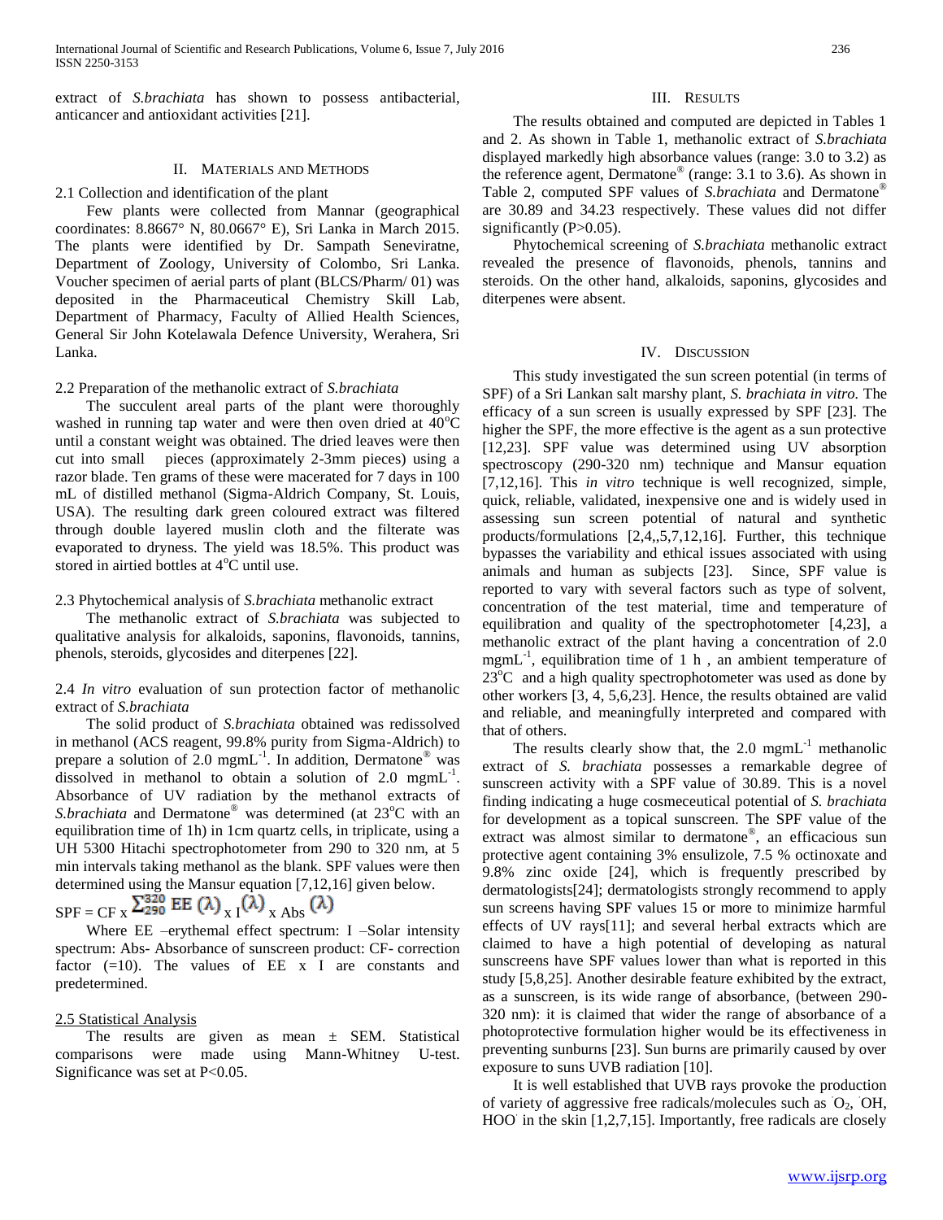extract of *S.brachiata* has shown to possess antibacterial, anticancer and antioxidant activities [21].

## II. Materials and Methods

### 2.1 Collection and identification of the plant

Few plants were collected from Mannar (geographical coordinates: 8.8667° N, 80.0667° E), Sri Lanka in March 2015. The plants were identified by Dr. Sampath Seneviratne, Department of Zoology, University of Colombo, Sri Lanka. Voucher specimen of aerial parts of plant (BLCS/Pharm/ 01) was deposited in the Pharmaceutical Chemistry Skill Lab, Department of Pharmacy, Faculty of Allied Health Sciences, General Sir John Kotelawala Defence University, Werahera, Sri Lanka.

### 2.2 Preparation of the methanolic extract of *S.brachiata*

The succulent areal parts of the plant were thoroughly washed in running tap water and were then oven dried at $40^oC$ until a constant weight was obtained. The dried leaves were then cut into small pieces (approximately 2-3mm pieces) using a razor blade. Ten grams of these were macerated for 7 days in 100 mL of distilled methanol (Sigma-Aldrich Company, St. Louis, USA). The resulting dark green coloured extract was filtered through double layered muslin cloth and the filtrate was evaporated to dryness. The yield was 18.5%. This product was stored in airtied bottles at $4^oC$ until use.

### 2.3 Phytochemical analysis of *S.brachiata* methanolic extract

The methanolic extract of *S.brachiata* was subjected to qualitative analysis for alkaloids, saponins, flavonoids, tannins, phenols, steroids, glycosides and diterpenes [22].

### 2.4 *In vitro* evaluation of sun protection factor of methanolic extract of *S.brachiata*

The solid product of *S.brachiata* obtained was redissolved in methanol (ACS reagent, 99.8% purity from Sigma-Aldrich) to prepare a solution of 2.0 $mgmL^{-1}$. In addition, Dermatone® was dissolved in methanol to obtain a solution of 2.0 $mgmL^{-1}$. Absorbance of UV radiation by the methanol extracts of *S.brachiata* and Dermatone® was determined (at $23^oC$ with an equilibration time of 1h) in 1cm quartz cells, in triplicate, using a UH 5300 Hitachi spectrophotometer from 290 to 320 nm, at 5 min intervals taking methanol as the blank. SPF values were then determined using the Mansur equation [7,12,16] given below.

$$SPF = CF \times \sum_{290}^{320} EE(\lambda) \times I(\lambda) \times Abs(\lambda)$$

Where EE –erythemal effect spectrum: I –Solar intensity spectrum: Abs- Absorbance of sunscreen product: CF- correction factor (=10). The values of EE x I are constants and predetermined.

### 2.5 Statistical Analysis

The results are given as mean ± SEM. Statistical comparisons were made using Mann-Whitney U-test. Significance was set at $P<0.05$.

## III. Results

The results obtained and computed are depicted in Tables 1 and 2. As shown in Table 1, methanolic extract of *S.brachiata* displayed markedly high absorbance values (range: 3.0 to 3.2) as the reference agent, Dermatone® (range: 3.1 to 3.6). As shown in Table 2, computed SPF values of *S.brachiata* and Dermatone® are 30.89 and 34.23 respectively. These values did not differ significantly ($P>0.05$).

Phytochemical screening of *S.brachiata* methanolic extract revealed the presence of flavonoids, phenols, tannins and steroids. On the other hand, alkaloids, saponins, glycosides and diterpenes were absent.

## IV. Discussion

This study investigated the sun screen potential (in terms of SPF) of a Sri Lankan salt marshy plant, *S. brachiata in vitro.* The efficacy of a sun screen is usually expressed by SPF [23]. The higher the SPF, the more effective is the agent as a sun protective [12,23]. SPF value was determined using UV absorption spectroscopy (290-320 nm) technique and Mansur equation [7,12,16]. This *in vitro* technique is well recognized, simple, quick, reliable, validated, inexpensive one and is widely used in assessing sun screen potential of natural and synthetic products/formulations [2,4,,5,7,12,16]. Further, this technique bypasses the variability and ethical issues associated with using animals and human as subjects [23]. Since, SPF value is reported to vary with several factors such as type of solvent, concentration of the test material, time and temperature of equilibration and quality of the spectrophotometer [4,23], a methanolic extract of the plant having a concentration of 2.0 $mgmL^{-1}$, equilibration time of 1 h , an ambient temperature of $23^oC$ and a high quality spectrophotometer was used as done by other workers [3, 4, 5,6,23]. Hence, the results obtained are valid and reliable, and meaningfully interpreted and compared with that of others.

The results clearly show that, the 2.0 $mgmL^{-1}$ methanolic extract of *S. brachiata* possesses a remarkable degree of sunscreen activity with a SPF value of 30.89. This is a novel finding indicating a huge cosmeceutical potential of *S. brachiata* for development as a topical sunscreen. The SPF value of the extract was almost similar to dermatone®, an efficacious sun protective agent containing 3% ensulizole, 7.5 % octinoxate and 9.8% zinc oxide [24], which is frequently prescribed by dermatologists[24]; dermatologists strongly recommend to apply sun screens having SPF values 15 or more to minimize harmful effects of UV rays[11]; and several herbal extracts which are claimed to have a high potential of developing as natural sunscreens have SPF values lower than what is reported in this study [5,8,25]. Another desirable feature exhibited by the extract, as a sunscreen, is its wide range of absorbance, (between 290-320 nm): it is claimed that wider the range of absorbance of a photoprotective formulation higher would be its effectiveness in preventing sunburns [23]. Sun burns are primarily caused by over exposure to suns UVB radiation [10].

It is well established that UVB rays provoke the production of variety of aggressive free radicals/molecules such as $^{\cdot}O_2$, $^{\cdot}OH$, $HOO^{\cdot}$ in the skin [1,2,7,15]. Importantly, free radicals are closely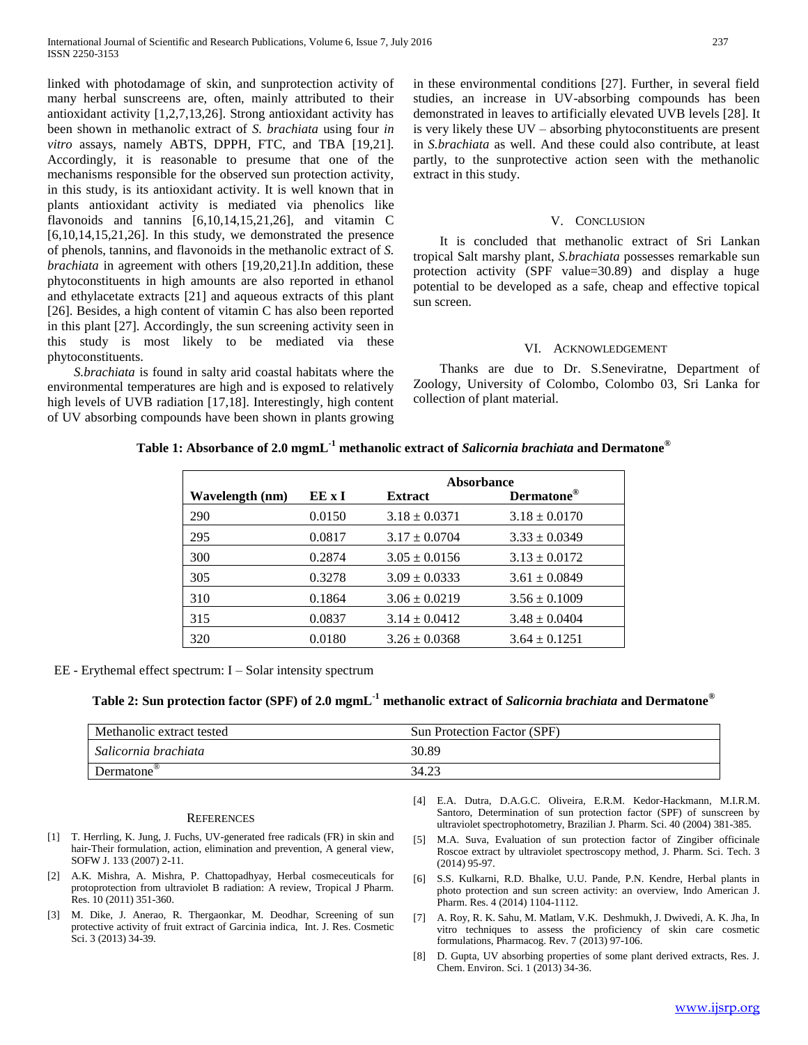linked with photodamage of skin, and sunprotection activity of many herbal sunscreens are, often, mainly attributed to their antioxidant activity [1,2,7,13,26]. Strong antioxidant activity has been shown in methanolic extract of *S. brachiata* using four *in vitro* assays, namely ABTS, DPPH, FTC, and TBA [19,21]. Accordingly, it is reasonable to presume that one of the mechanisms responsible for the observed sun protection activity, in this study, is its antioxidant activity. It is well known that in plants antioxidant activity is mediated via phenolics like flavonoids and tannins [6,10,14,15,21,26], and vitamin C [6,10,14,15,21,26]. In this study, we demonstrated the presence of phenols, tannins, and flavonoids in the methanolic extract of *S. brachiata* in agreement with others [19,20,21].In addition, these phytoconstituents in high amounts are also reported in ethanol and ethylacetate extracts [21] and aqueous extracts of this plant [26]. Besides, a high content of vitamin C has also been reported in this plant [27]. Accordingly, the sun screening activity seen in this study is most likely to be mediated via these phytoconstituents.

*S.brachiata* is found in salty arid coastal habitats where the environmental temperatures are high and is exposed to relatively high levels of UVB radiation [17,18]. Interestingly, high content of UV absorbing compounds have been shown in plants growing in these environmental conditions [27]. Further, in several field studies, an increase in UV-absorbing compounds has been demonstrated in leaves to artificially elevated UVB levels [28]. It is very likely these UV – absorbing phytoconstituents are present in *S.brachiata* as well. And these could also contribute, at least partly, to the sunprotective action seen with the methanolic extract in this study.

## V. Conclusion

It is concluded that methanolic extract of Sri Lankan tropical Salt marshy plant, *S.brachiata* possesses remarkable sun protection activity (SPF value=30.89) and display a huge potential to be developed as a safe, cheap and effective topical sun screen.

## VI. Acknowledgement

Thanks are due to Dr. S.Seneviratne, Department of Zoology, University of Colombo, Colombo 03, Sri Lanka for collection of plant material.

**Table 1: Absorbance of 2.0 mgmL$^{-1}$ methanolic extract of *Salicornia brachiata* and Dermatone®**

| | | Absorbance | |
|---|---|---|---|
| **Wavelength (nm)** | **EE x I** | **Extract** | **Dermatone®** |
| 290 | 0.0150 | 3.18 ± 0.0371 | 3.18 ± 0.0170 |
| 295 | 0.0817 | 3.17 ± 0.0704 | 3.33 ± 0.0349 |
| 300 | 0.2874 | 3.05 ± 0.0156 | 3.13 ± 0.0172 |
| 305 | 0.3278 | 3.09 ± 0.0333 | 3.61 ± 0.0849 |
| 310 | 0.1864 | 3.06 ± 0.0219 | 3.56 ± 0.1009 |
| 315 | 0.0837 | 3.14 ± 0.0412 | 3.48 ± 0.0404 |
| 320 | 0.0180 | 3.26 ± 0.0368 | 3.64 ± 0.1251 |

EE - Erythemal effect spectrum: I – Solar intensity spectrum

**Table 2: Sun protection factor (SPF) of 2.0 mgmL$^{-1}$ methanolic extract of *Salicornia brachiata* and Dermatone®**

| Methanolic extract tested | Sun Protection Factor (SPF) |
|---|---|
| *Salicornia brachiata* | 30.89 |
| Dermatone® | 34.23 |

## References

[1] T. Herrling, K. Jung, J. Fuchs, UV-generated free radicals (FR) in skin and hair-Their formulation, action, elimination and prevention, A general view, SOFW J. 133 (2007) 2-11.

[2] A.K. Mishra, A. Mishra, P. Chattopadhyay, Herbal cosmeceuticals for protoprotection from ultraviolet B radiation: A review, Tropical J Pharm. Res. 10 (2011) 351-360.

[3] M. Dike, J. Anerao, R. Thergaonkar, M. Deodhar, Screening of sun protective activity of fruit extract of Garcinia indica, Int. J. Res. Cosmetic Sci. 3 (2013) 34-39.

[4] E.A. Dutra, D.A.G.C. Oliveira, E.R.M. Kedor-Hackmann, M.I.R.M. Santoro, Determination of sun protection factor (SPF) of sunscreen by ultraviolet spectrophotometry, Brazilian J. Pharm. Sci. 40 (2004) 381-385.

[5] M.A. Suva, Evaluation of sun protection factor of Zingiber officinale Roscoe extract by ultraviolet spectroscopy method, J. Pharm. Sci. Tech. 3 (2014) 95-97.

[6] S.S. Kulkarni, R.D. Bhalke, U.U. Pande, P.N. Kendre, Herbal plants in photo protection and sun screen activity: an overview, Indo American J. Pharm. Res. 4 (2014) 1104-1112.

[7] A. Roy, R. K. Sahu, M. Matlam, V.K. Deshmukh, J. Dwivedi, A. K. Jha, In vitro techniques to assess the proficiency of skin care cosmetic formulations, Pharmacog. Rev. 7 (2013) 97-106.

[8] D. Gupta, UV absorbing properties of some plant derived extracts, Res. J. Chem. Environ. Sci. 1 (2013) 34-36.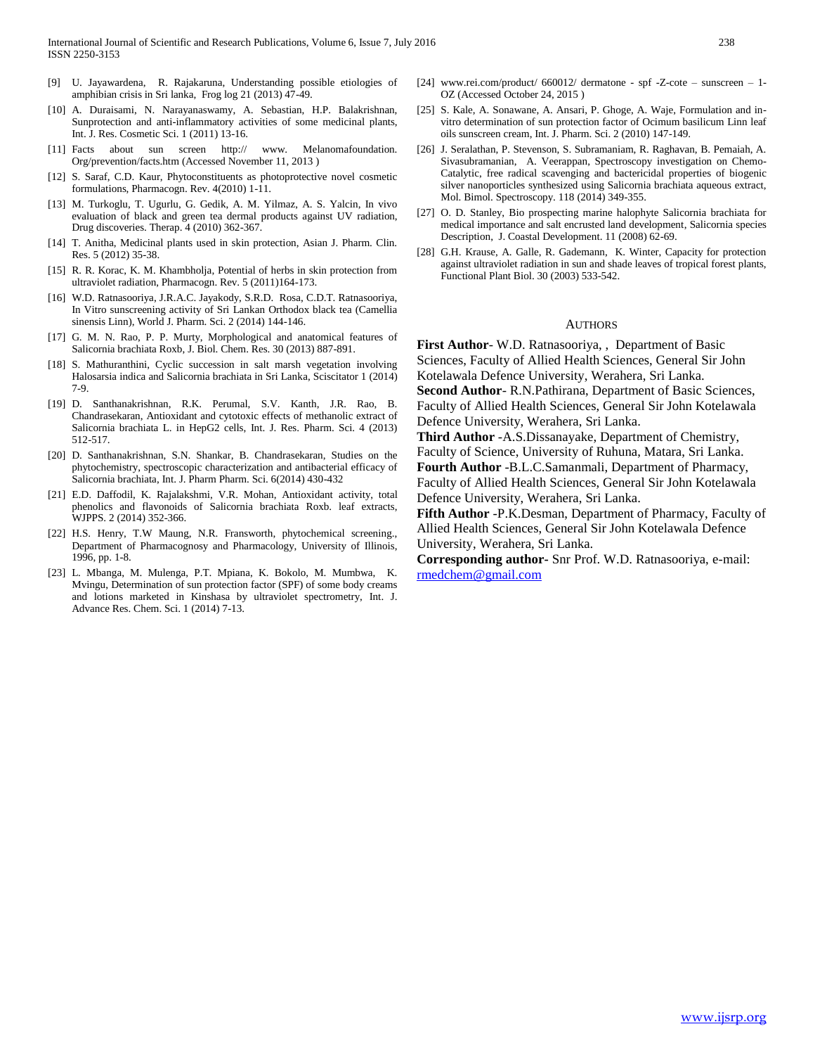[9] U. Jayawardena, R. Rajakaruna, Understanding possible etiologies of amphibian crisis in Sri lanka, Frog log 21 (2013) 47-49.

[10] A. Duraisami, N. Narayanaswamy, A. Sebastian, H.P. Balakrishnan, Sunprotection and anti-inflammatory activities of some medicinal plants, Int. J. Res. Cosmetic Sci. 1 (2011) 13-16.

[11] Facts about sun screen http:// www. Melanomafoundation. Org/prevention/facts.htm (Accessed November 11, 2013 )

[12] S. Saraf, C.D. Kaur, Phytoconstituents as photoprotective novel cosmetic formulations, Pharmacogn. Rev. 4(2010) 1-11.

[13] M. Turkoglu, T. Ugurlu, G. Gedik, A. M. Yilmaz, A. S. Yalcin, In vivo evaluation of black and green tea dermal products against UV radiation, Drug discoveries. Therap. 4 (2010) 362-367.

[14] T. Anitha, Medicinal plants used in skin protection, Asian J. Pharm. Clin. Res. 5 (2012) 35-38.

[15] R. R. Korac, K. M. Khambholja, Potential of herbs in skin protection from ultraviolet radiation, Pharmacogn. Rev. 5 (2011)164-173.

[16] W.D. Ratnasooriya, J.R.A.C. Jayakody, S.R.D. Rosa, C.D.T. Ratnasooriya, In Vitro sunscreening activity of Sri Lankan Orthodox black tea (Camellia sinensis Linn), World J. Pharm. Sci. 2 (2014) 144-146.

[17] G. M. N. Rao, P. P. Murty, Morphological and anatomical features of Salicornia brachiata Roxb, J. Biol. Chem. Res. 30 (2013) 887-891.

[18] S. Mathuranthini, Cyclic succession in salt marsh vegetation involving Halosarsia indica and Salicornia brachiata in Sri Lanka, Sciscitator 1 (2014) 7-9.

[19] D. Santhanakrishnan, R.K. Perumal, S.V. Kanth, J.R. Rao, B. Chandrasekaran, Antioxidant and cytotoxic effects of methanolic extract of Salicornia brachiata L. in HepG2 cells, Int. J. Res. Pharm. Sci. 4 (2013) 512-517.

[20] D. Santhanakrishnan, S.N. Shankar, B. Chandrasekaran, Studies on the phytochemistry, spectroscopic characterization and antibacterial efficacy of Salicornia brachiata, Int. J. Pharm Pharm. Sci. 6(2014) 430-432

[21] E.D. Daffodil, K. Rajalakshmi, V.R. Mohan, Antioxidant activity, total phenolics and flavonoids of Salicornia brachiata Roxb. leaf extracts, WJPPS. 2 (2014) 352-366.

[22] H.S. Henry, T.W Maung, N.R. Fransworth, phytochemical screening., Department of Pharmacognosy and Pharmacology, University of Illinois, 1996, pp. 1-8.

[23] L. Mbanga, M. Mulenga, P.T. Mpiana, K. Bokolo, M. Mumbwa, K. Mvingu, Determination of sun protection factor (SPF) of some body creams and lotions marketed in Kinshasa by ultraviolet spectrometry, Int. J. Advance Res. Chem. Sci. 1 (2014) 7-13.

[24] www.rei.com/product/ 660012/ dermatone - spf -Z-cote – sunscreen – 1-OZ (Accessed October 24, 2015 )

[25] S. Kale, A. Sonawane, A. Ansari, P. Ghoge, A. Waje, Formulation and in-vitro determination of sun protection factor of Ocimum basilicum Linn leaf oils sunscreen cream, Int. J. Pharm. Sci. 2 (2010) 147-149.

[26] J. Seralathan, P. Stevenson, S. Subramaniam, R. Raghavan, B. Pemaiah, A. Sivasubramanian, A. Veerappan, Spectroscopy investigation on Chemo-Catalytic, free radical scavenging and bactericidal properties of biogenic silver nanoporticles synthesized using Salicornia brachiata aqueous extract, Mol. Bimol. Spectroscopy. 118 (2014) 349-355.

[27] O. D. Stanley, Bio prospecting marine halophyte Salicornia brachiata for medical importance and salt encrusted land development, Salicornia species Description, J. Coastal Development. 11 (2008) 62-69.

[28] G.H. Krause, A. Galle, R. Gademann, K. Winter, Capacity for protection against ultraviolet radiation in sun and shade leaves of tropical forest plants, Functional Plant Biol. 30 (2003) 533-542.

## AUTHORS

**First Author**- W.D. Ratnasooriya, , Department of Basic Sciences, Faculty of Allied Health Sciences, General Sir John Kotelawala Defence University, Werahera, Sri Lanka.

**Second Author**- R.N.Pathirana, Department of Basic Sciences, Faculty of Allied Health Sciences, General Sir John Kotelawala Defence University, Werahera, Sri Lanka.

**Third Author** -A.S.Dissanayake, Department of Chemistry, Faculty of Science, University of Ruhuna, Matara, Sri Lanka.

**Fourth Author** -B.L.C.Samanmali, Department of Pharmacy, Faculty of Allied Health Sciences, General Sir John Kotelawala Defence University, Werahera, Sri Lanka.

**Fifth Author** -P.K.Desman, Department of Pharmacy, Faculty of Allied Health Sciences, General Sir John Kotelawala Defence University, Werahera, Sri Lanka.

**Corresponding author-** Snr Prof. W.D. Ratnasooriya, e-mail: rmedchem@gmail.com